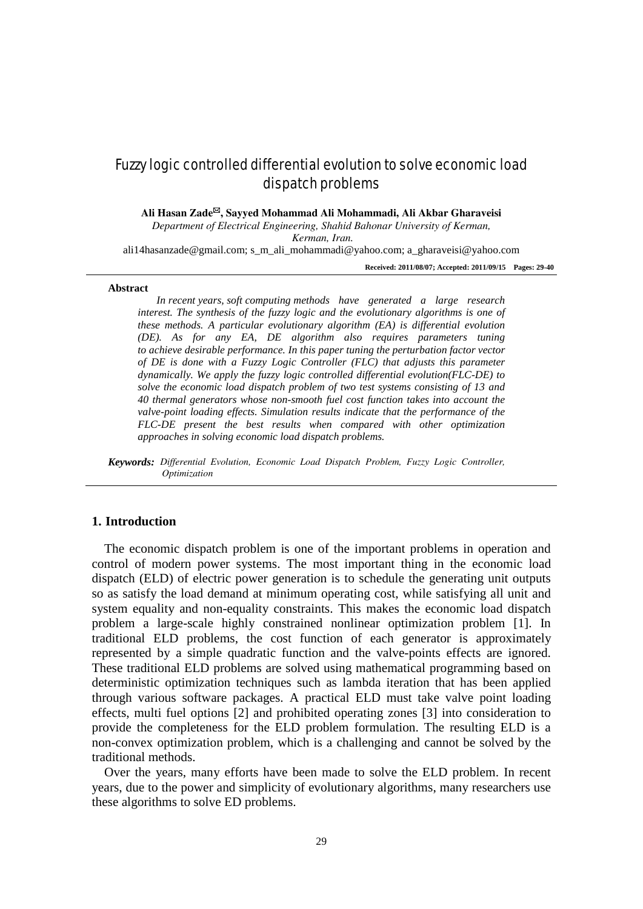# Fuzzy logic controlled differential evolution to solve economic load dispatch problems

**Ali Hasan Zade✉, Sayyed Mohammad Ali Mohammadi, Ali Akbar Gharaveisi**

*Department of Electrical Engineering, Shahid Bahonar University of Kerman, Kerman, Iran.*

ali14hasanzade@gmail.com; s_m_ali_mohammadi@yahoo.com; a_gharaveisi@yahoo.com

**Received: 2011/08/07; Accepted: 2011/09/15**

**Abstract**

*In recent years, soft computing methods have generated a large research interest. The synthesis of the fuzzy logic and the evolutionary algorithms is one of these methods. A particular evolutionary algorithm (EA) is differential evolution (DE). As for any EA, DE algorithm also requires parameters tuning to achieve desirable performance. In this paper tuning the perturbation factor vector of DE is done with a Fuzzy Logic Controller (FLC) that adjusts this parameter dynamically. We apply the fuzzy logic controlled differential evolution(FLC-DE) to solve the economic load dispatch problem of two test systems consisting of 13 and 40 thermal generators whose non-smooth fuel cost function takes into account the valve-point loading effects. Simulation results indicate that the performance of the FLC-DE present the best results when compared with other optimization approaches in solving economic load dispatch problems.*

***Keywords:*** *Differential Evolution, Economic Load Dispatch Problem, Fuzzy Logic Controller, Optimization*

## 1. Introduction

The economic dispatch problem is one of the important problems in operation and control of modern power systems. The most important thing in the economic load dispatch (ELD) of electric power generation is to schedule the generating unit outputs so as satisfy the load demand at minimum operating cost, while satisfying all unit and system equality and non-equality constraints. This makes the economic load dispatch problem a large-scale highly constrained nonlinear optimization problem [1]. In traditional ELD problems, the cost function of each generator is approximately represented by a simple quadratic function and the valve-points effects are ignored. These traditional ELD problems are solved using mathematical programming based on deterministic optimization techniques such as lambda iteration that has been applied through various software packages. A practical ELD must take valve point loading effects, multi fuel options [2] and prohibited operating zones [3] into consideration to provide the completeness for the ELD problem formulation. The resulting ELD is a non-convex optimization problem, which is a challenging and cannot be solved by the traditional methods.

Over the years, many efforts have been made to solve the ELD problem. In recent years, due to the power and simplicity of evolutionary algorithms, many researchers use these algorithms to solve ED problems.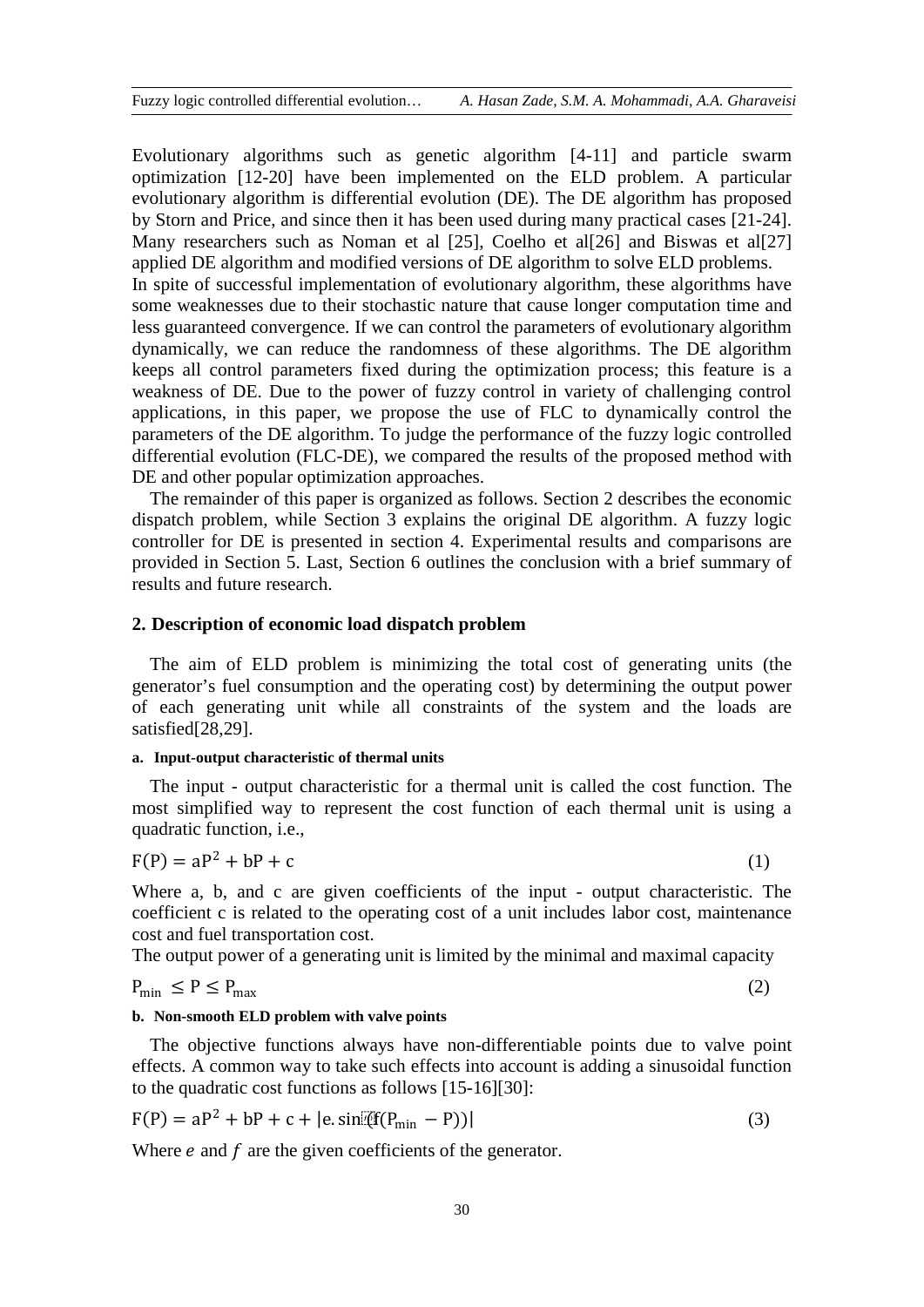Evolutionary algorithms such as genetic algorithm [4-11] and particle swarm optimization [12-20] have been implemented on the ELD problem. A particular evolutionary algorithm is differential evolution (DE). The DE algorithm has proposed by Storn and Price, and since then it has been used during many practical cases [21-24]. Many researchers such as Noman et al [25], Coelho et al[26] and Biswas et al[27] applied DE algorithm and modified versions of DE algorithm to solve ELD problems.

In spite of successful implementation of evolutionary algorithm, these algorithms have some weaknesses due to their stochastic nature that cause longer computation time and less guaranteed convergence. If we can control the parameters of evolutionary algorithm dynamically, we can reduce the randomness of these algorithms. The DE algorithm keeps all control parameters fixed during the optimization process; this feature is a weakness of DE. Due to the power of fuzzy control in variety of challenging control applications, in this paper, we propose the use of FLC to dynamically control the parameters of the DE algorithm. To judge the performance of the fuzzy logic controlled differential evolution (FLC-DE), we compared the results of the proposed method with DE and other popular optimization approaches.

The remainder of this paper is organized as follows. Section 2 describes the economic dispatch problem, while Section 3 explains the original DE algorithm. A fuzzy logic controller for DE is presented in section 4. Experimental results and comparisons are provided in Section 5. Last, Section 6 outlines the conclusion with a brief summary of results and future research.

## 2. Description of economic load dispatch problem

The aim of ELD problem is minimizing the total cost of generating units (the generator's fuel consumption and the operating cost) by determining the output power of each generating unit while all constraints of the system and the loads are satisfied[28,29].

### a. Input-output characteristic of thermal units

The input - output characteristic for a thermal unit is called the cost function. The most simplified way to represent the cost function of each thermal unit is using a quadratic function, i.e.,

$$F(P) = aP^2 + bP + c \tag{1}$$

Where a, b, and c are given coefficients of the input - output characteristic. The coefficient c is related to the operating cost of a unit includes labor cost, maintenance cost and fuel transportation cost.

The output power of a generating unit is limited by the minimal and maximal capacity

$$P_{min} \leq P \leq P_{max} \tag{2}$$

### b. Non-smooth ELD problem with valve points

The objective functions always have non-differentiable points due to valve point effects. A common way to take such effects into account is adding a sinusoidal function to the quadratic cost functions as follows [15-16][30]:

$$F(P) = aP^2 + bP + c + |e.\sin(f(P_{min} - P))| \tag{3}$$

Where $e$ and $f$ are the given coefficients of the generator.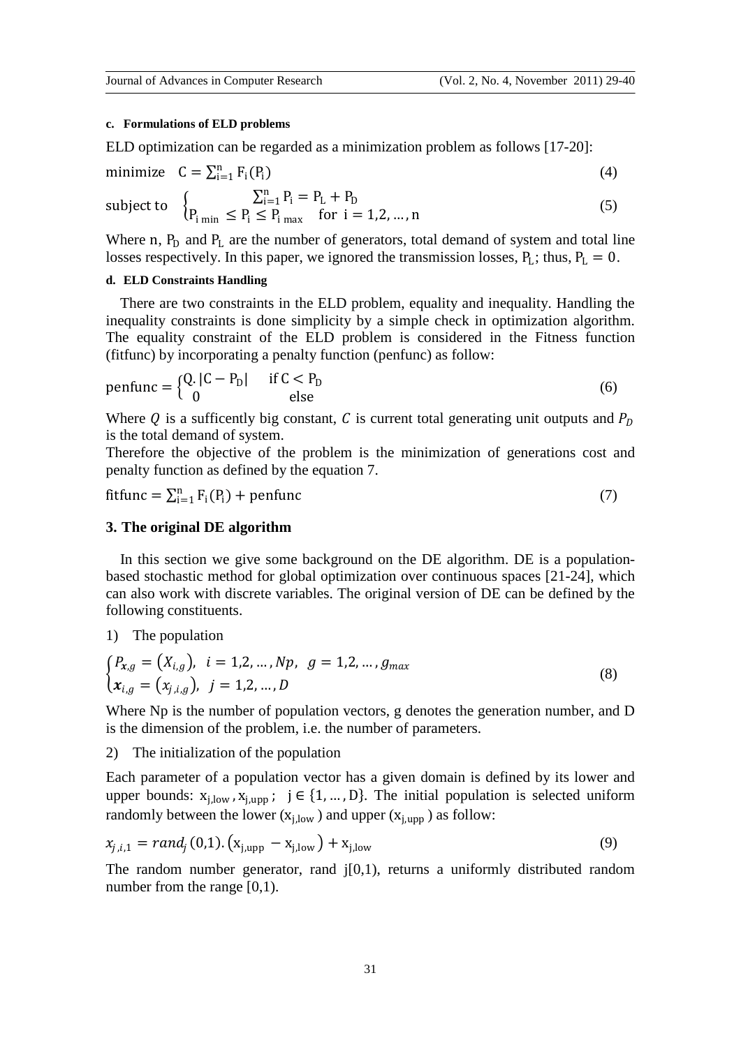#### c. Formulations of ELD problems

ELD optimization can be regarded as a minimization problem as follows [17-20]:

$$\text{minimize} \quad C = \sum_{i=1}^{n} F_i(P_i) \tag{4}$$

$$\text{subject to} \quad \begin{cases} \sum_{i=1}^{n} P_i = P_L + P_D \\ P_{i\,min} \leq P_i \leq P_{i\,max} \quad \text{for } i = 1,2,\ldots,n \end{cases} \tag{5}$$

Where n, $P_D$ and $P_L$ are the number of generators, total demand of system and total line losses respectively. In this paper, we ignored the transmission losses, $P_L$; thus, $P_L = 0$.

#### d. ELD Constraints Handling

There are two constraints in the ELD problem, equality and inequality. Handling the inequality constraints is done simplicity by a simple check in optimization algorithm. The equality constraint of the ELD problem is considered in the Fitness function (fitfunc) by incorporating a penalty function (penfunc) as follow:

$$\text{penfunc} = \begin{cases} Q.\,|C - P_D| & \text{if } C < P_D \\ 0 & \text{else} \end{cases} \tag{6}$$

Where $Q$ is a sufficently big constant, $C$ is current total generating unit outputs and $P_D$ is the total demand of system.

Therefore the objective of the problem is the minimization of generations cost and penalty function as defined by the equation 7.

$$\text{fitfunc} = \sum_{i=1}^{n} F_i(P_i) + \text{penfunc} \tag{7}$$

## 3. The original DE algorithm

In this section we give some background on the DE algorithm. DE is a population-based stochastic method for global optimization over continuous spaces [21-24], which can also work with discrete variables. The original version of DE can be defined by the following constituents.

1) The population

$$\begin{cases} P_{x,g} = (X_{i,g}), \quad i = 1,2,\ldots,Np, \quad g = 1,2,\ldots,g_{max} \\ \boldsymbol{x}_{i,g} = (x_{j,i,g}), \quad j = 1,2,\ldots,D \end{cases} \tag{8}$$

Where Np is the number of population vectors, g denotes the generation number, and D is the dimension of the problem, i.e. the number of parameters.

2) The initialization of the population

Each parameter of a population vector has a given domain is defined by its lower and upper bounds: $x_{j,low}, x_{j,upp}$; $j \in \{1,\ldots,D\}$. The initial population is selected uniform randomly between the lower ($x_{j,low}$) and upper ($x_{j,upp}$) as follow:

$$x_{j,i,1} = rand_j(0,1).\left(x_{j,upp} - x_{j,low}\right) + x_{j,low} \tag{9}$$

The random number generator, rand j[0,1), returns a uniformly distributed random number from the range [0,1).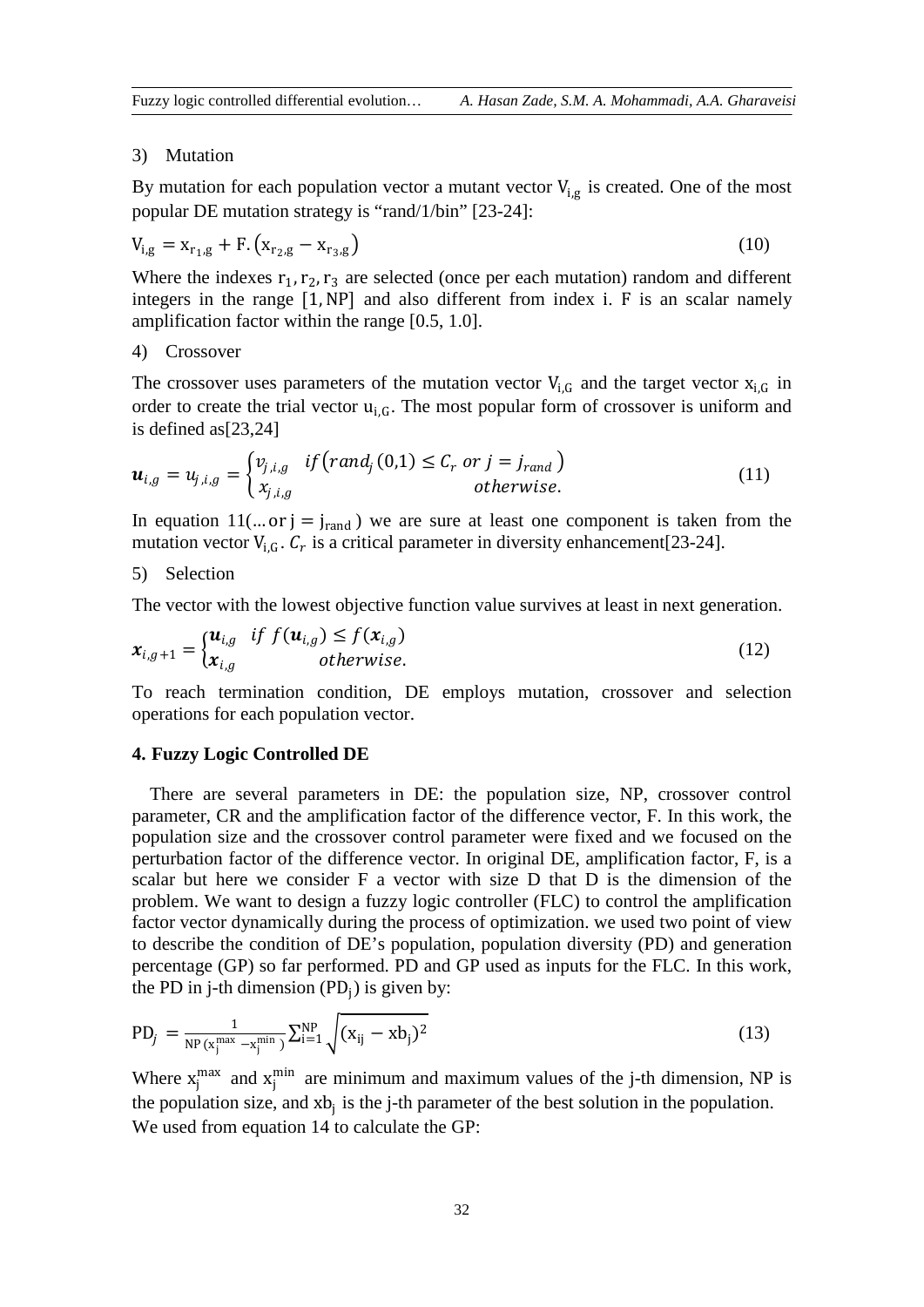3) Mutation

By mutation for each population vector a mutant vector $V_{i,g}$ is created. One of the most popular DE mutation strategy is "rand/1/bin" [23-24]:

$$V_{i,g} = x_{r_1,g} + F.\left(x_{r_2,g} - x_{r_3,g}\right) \tag{10}$$

Where the indexes $r_1, r_2, r_3$ are selected (once per each mutation) random and different integers in the range $[1, NP]$ and also different from index $i$. $F$ is an scalar namely amplification factor within the range [0.5, 1.0].

4) Crossover

The crossover uses parameters of the mutation vector $V_{i,G}$ and the target vector $x_{i,G}$ in order to create the trial vector $u_{i,G}$. The most popular form of crossover is uniform and is defined as[23,24]

$$\boldsymbol{u}_{i,g} = u_{j,i,g} = \begin{cases} v_{j,i,g} & if\left(rand_j(0,1) \le C_r \ or\ j = j_{rand}\right) \\ x_{j,i,g} & otherwise. \end{cases} \tag{11}$$

In equation 11($\ldots$ or $j = j_{rand}$) we are sure at least one component is taken from the mutation vector $V_{i,G}$. $C_r$ is a critical parameter in diversity enhancement[23-24].

5) Selection

The vector with the lowest objective function value survives at least in next generation.

$$\boldsymbol{x}_{i,g+1} = \begin{cases} \boldsymbol{u}_{i,g} & if\ f(\boldsymbol{u}_{i,g}) \le f(\boldsymbol{x}_{i,g}) \\ \boldsymbol{x}_{i,g} & otherwise. \end{cases} \tag{12}$$

To reach termination condition, DE employs mutation, crossover and selection operations for each population vector.

## 4. Fuzzy Logic Controlled DE

There are several parameters in DE: the population size, NP, crossover control parameter, CR and the amplification factor of the difference vector, F. In this work, the population size and the crossover control parameter were fixed and we focused on the perturbation factor of the difference vector. In original DE, amplification factor, F, is a scalar but here we consider F a vector with size D that D is the dimension of the problem. We want to design a fuzzy logic controller (FLC) to control the amplification factor vector dynamically during the process of optimization. we used two point of view to describe the condition of DE's population, population diversity (PD) and generation percentage (GP) so far performed. PD and GP used as inputs for the FLC. In this work, the PD in j-th dimension ($PD_j$) is given by:

$$PD_j = \frac{1}{NP\left(x_j^{max} - x_j^{min}\right)} \sum_{i=1}^{NP} \sqrt{\left(x_{ij} - xb_j\right)^2} \tag{13}$$

Where $x_j^{max}$ and $x_j^{min}$ are minimum and maximum values of the j-th dimension, NP is the population size, and $xb_j$ is the j-th parameter of the best solution in the population. We used from equation 14 to calculate the GP: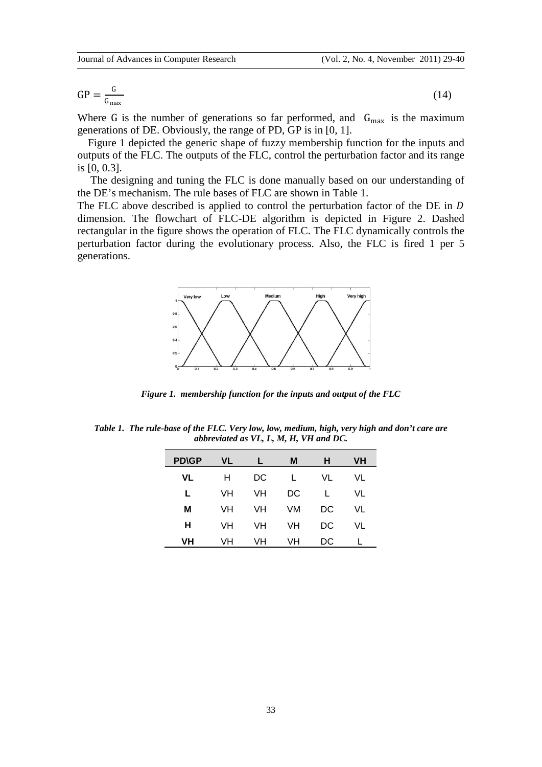$$\mathrm{GP} = \frac{\mathrm{G}}{\mathrm{G}_{\max}} \tag{14}$$

Where G is the number of generations so far performed, and $\mathrm{G}_{\max}$ is the maximum generations of DE. Obviously, the range of PD, GP is in [0, 1].

Figure 1 depicted the generic shape of fuzzy membership function for the inputs and outputs of the FLC. The outputs of the FLC, control the perturbation factor and its range is [0, 0.3].

The designing and tuning the FLC is done manually based on our understanding of the DE's mechanism. The rule bases of FLC are shown in Table 1.

The FLC above described is applied to control the perturbation factor of the DE in $D$ dimension. The flowchart of FLC-DE algorithm is depicted in Figure 2. Dashed rectangular in the figure shows the operation of FLC. The FLC dynamically controls the perturbation factor during the evolutionary process. Also, the FLC is fired 1 per 5 generations.

***Figure 1. membership function for the inputs and output of the FLC***

***Table 1. The rule-base of the FLC. Very low, low, medium, high, very high and don't care are abbreviated as VL, L, M, H, VH and DC.***

| PD\GP | VL | L | M | H | VH |
|---|---|---|---|---|---|
| **VL** | H | DC | L | VL | VL |
| **L** | VH | VH | DC | L | VL |
| **M** | VH | VH | VM | DC | VL |
| **H** | VH | VH | VH | DC | VL |
| **VH** | VH | VH | VH | DC | L |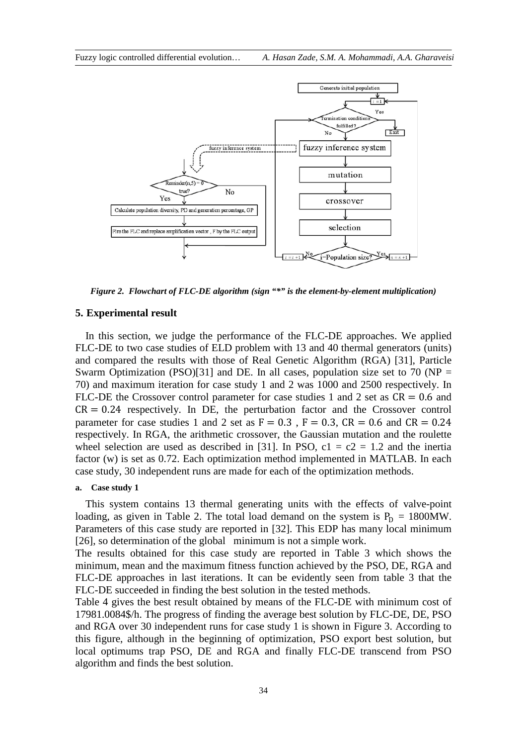*Figure 2. Flowchart of FLC-DE algorithm (sign "*" is the element-by-element multiplication)*

## 5. Experimental result

In this section, we judge the performance of the FLC-DE approaches. We applied FLC-DE to two case studies of ELD problem with 13 and 40 thermal generators (units) and compared the results with those of Real Genetic Algorithm (RGA) [31], Particle Swarm Optimization (PSO)[31] and DE. In all cases, population size set to 70 (NP = 70) and maximum iteration for case study 1 and 2 was 1000 and 2500 respectively. In FLC-DE the Crossover control parameter for case studies 1 and 2 set as $CR = 0.6$ and $CR = 0.24$ respectively. In DE, the perturbation factor and the Crossover control parameter for case studies 1 and 2 set as $F = 0.3$ , $F = 0.3$, $CR = 0.6$ and $CR = 0.24$ respectively. In RGA, the arithmetic crossover, the Gaussian mutation and the roulette wheel selection are used as described in [31]. In PSO, $c1 = c2 = 1.2$ and the inertia factor (w) is set as 0.72. Each optimization method implemented in MATLAB. In each case study, 30 independent runs are made for each of the optimization methods.

### a. Case study 1

This system contains 13 thermal generating units with the effects of valve-point loading, as given in Table 2. The total load demand on the system is $P_D = 1800$MW. Parameters of this case study are reported in [32]. This EDP has many local minimum [26], so determination of the global minimum is not a simple work.

The results obtained for this case study are reported in Table 3 which shows the minimum, mean and the maximum fitness function achieved by the PSO, DE, RGA and FLC-DE approaches in last iterations. It can be evidently seen from table 3 that the FLC-DE succeeded in finding the best solution in the tested methods.

Table 4 gives the best result obtained by means of the FLC-DE with minimum cost of 17981.0084$/h. The progress of finding the average best solution by FLC-DE, DE, PSO and RGA over 30 independent runs for case study 1 is shown in Figure 3. According to this figure, although in the beginning of optimization, PSO export best solution, but local optimums trap PSO, DE and RGA and finally FLC-DE transcend from PSO algorithm and finds the best solution.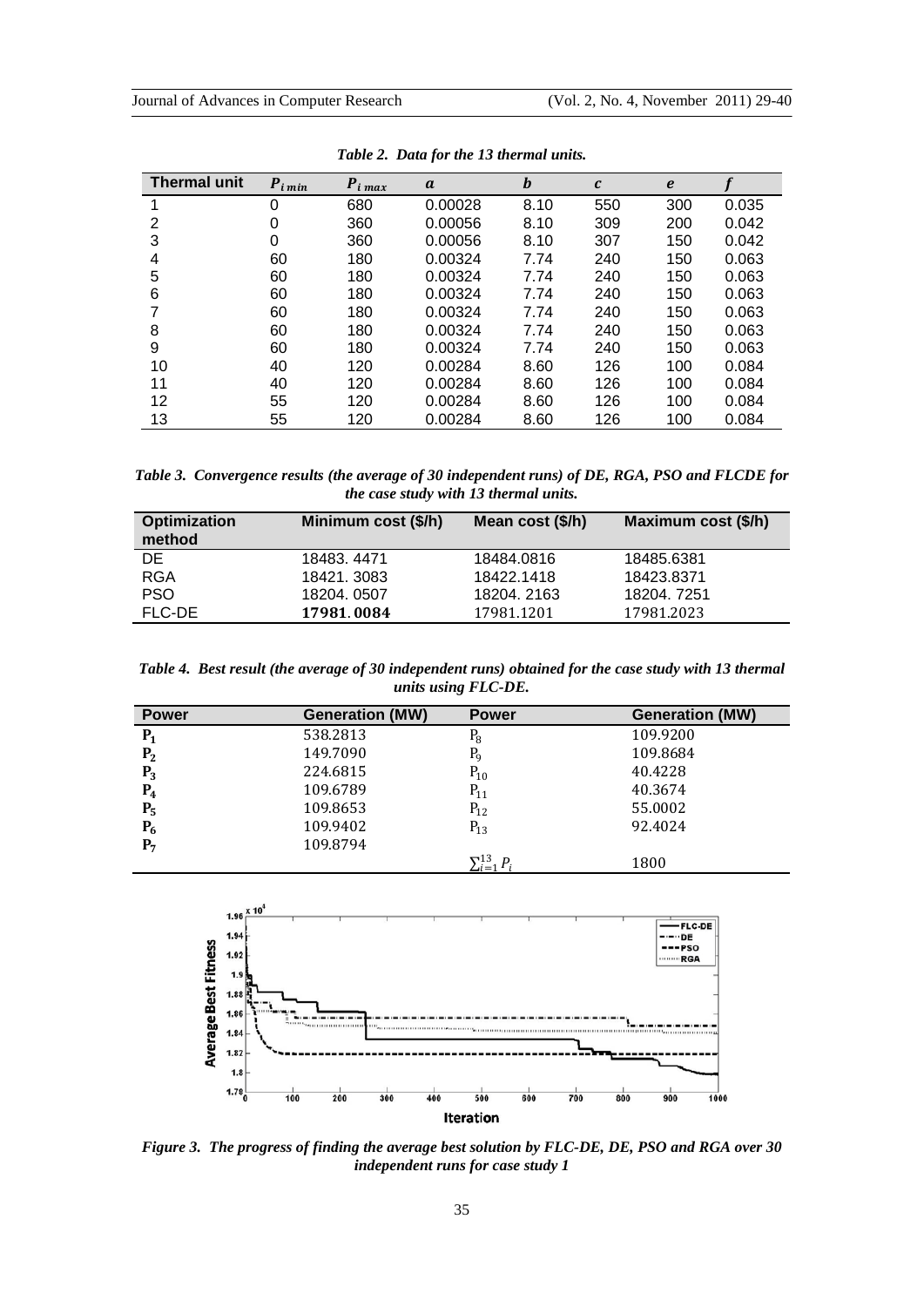*Table 2. Data for the 13 thermal units.*

| Thermal unit | $P_{i\,min}$ | $P_{i\,max}$ | $a$ | $b$ | $c$ | $e$ | $f$ |
|---|---|---|---|---|---|---|---|
| 1 | 0 | 680 | 0.00028 | 8.10 | 550 | 300 | 0.035 |
| 2 | 0 | 360 | 0.00056 | 8.10 | 309 | 200 | 0.042 |
| 3 | 0 | 360 | 0.00056 | 8.10 | 307 | 150 | 0.042 |
| 4 | 60 | 180 | 0.00324 | 7.74 | 240 | 150 | 0.063 |
| 5 | 60 | 180 | 0.00324 | 7.74 | 240 | 150 | 0.063 |
| 6 | 60 | 180 | 0.00324 | 7.74 | 240 | 150 | 0.063 |
| 7 | 60 | 180 | 0.00324 | 7.74 | 240 | 150 | 0.063 |
| 8 | 60 | 180 | 0.00324 | 7.74 | 240 | 150 | 0.063 |
| 9 | 60 | 180 | 0.00324 | 7.74 | 240 | 150 | 0.063 |
| 10 | 40 | 120 | 0.00284 | 8.60 | 126 | 100 | 0.084 |
| 11 | 40 | 120 | 0.00284 | 8.60 | 126 | 100 | 0.084 |
| 12 | 55 | 120 | 0.00284 | 8.60 | 126 | 100 | 0.084 |
| 13 | 55 | 120 | 0.00284 | 8.60 | 126 | 100 | 0.084 |

*Table 3. Convergence results (the average of 30 independent runs) of DE, RGA, PSO and FLCDE for the case study with 13 thermal units.*

| Optimization method | Minimum cost ($/h) | Mean cost ($/h) | Maximum cost ($/h) |
|---|---|---|---|
| DE | 18483. 4471 | 18484.0816 | 18485.6381 |
| RGA | 18421. 3083 | 18422.1418 | 18423.8371 |
| PSO | 18204. 0507 | 18204. 2163 | 18204. 7251 |
| FLC-DE | **17981.0084** | 17981.1201 | 17981.2023 |

*Table 4. Best result (the average of 30 independent runs) obtained for the case study with 13 thermal units using FLC-DE.*

| Power | Generation (MW) | Power | Generation (MW) |
|---|---|---|---|
| $P_1$ | 538.2813 | $P_8$ | 109.9200 |
| $P_2$ | 149.7090 | $P_9$ | 109.8684 |
| $P_3$ | 224.6815 | $P_{10}$ | 40.4228 |
| $P_4$ | 109.6789 | $P_{11}$ | 40.3674 |
| $P_5$ | 109.8653 | $P_{12}$ | 55.0002 |
| $P_6$ | 109.9402 | $P_{13}$ | 92.4024 |
| $P_7$ | 109.8794 | | |
| | | $\sum_{i=1}^{13} P_i$ | 1800 |

*Figure 3. The progress of finding the average best solution by FLC-DE, DE, PSO and RGA over 30 independent runs for case study 1*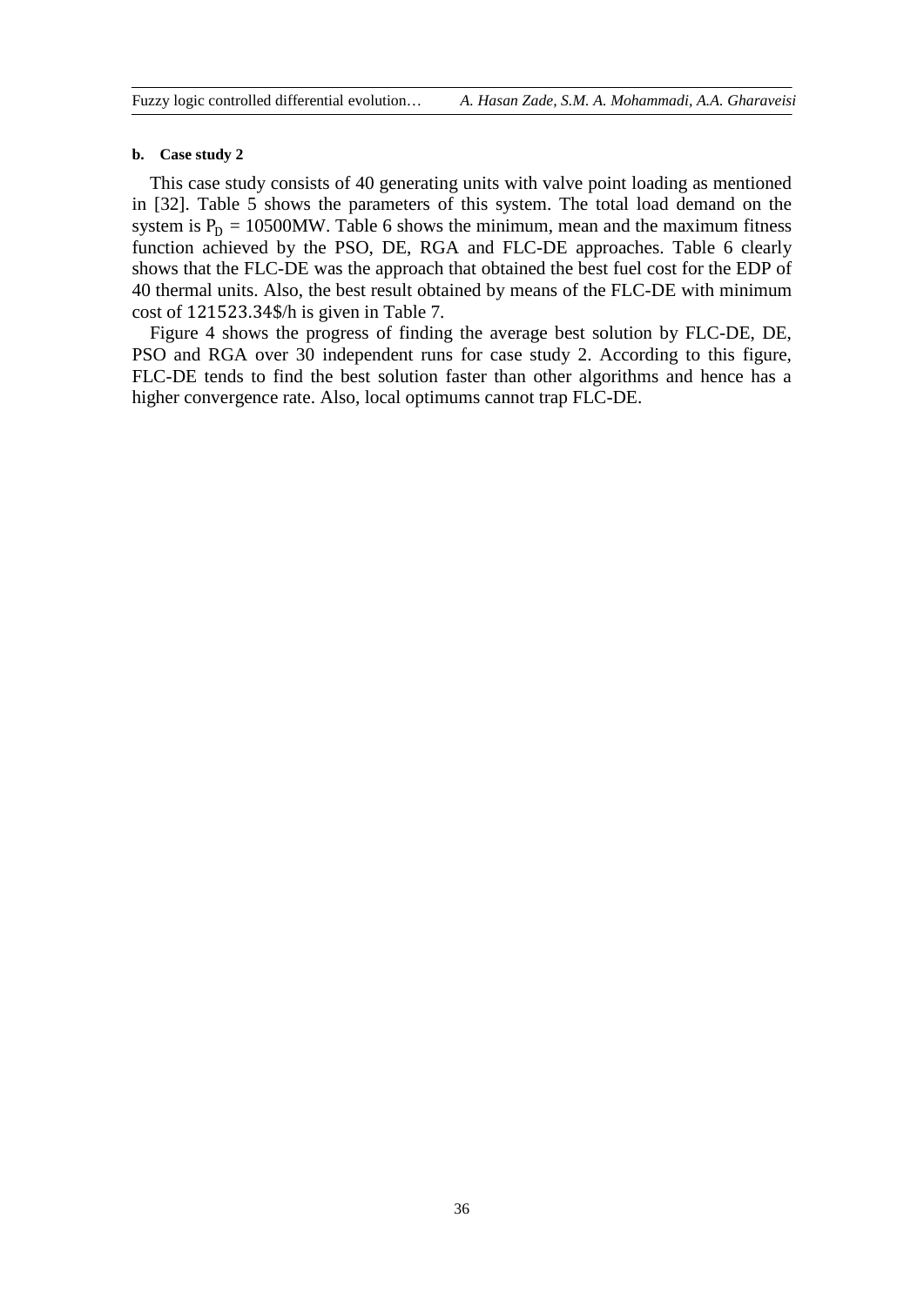#### b. Case study 2

This case study consists of 40 generating units with valve point loading as mentioned in [32]. Table 5 shows the parameters of this system. The total load demand on the system is $P_D$ = 10500MW. Table 6 shows the minimum, mean and the maximum fitness function achieved by the PSO, DE, RGA and FLC-DE approaches. Table 6 clearly shows that the FLC-DE was the approach that obtained the best fuel cost for the EDP of 40 thermal units. Also, the best result obtained by means of the FLC-DE with minimum cost of 121523.34$/h is given in Table 7.

Figure 4 shows the progress of finding the average best solution by FLC-DE, DE, PSO and RGA over 30 independent runs for case study 2. According to this figure, FLC-DE tends to find the best solution faster than other algorithms and hence has a higher convergence rate. Also, local optimums cannot trap FLC-DE.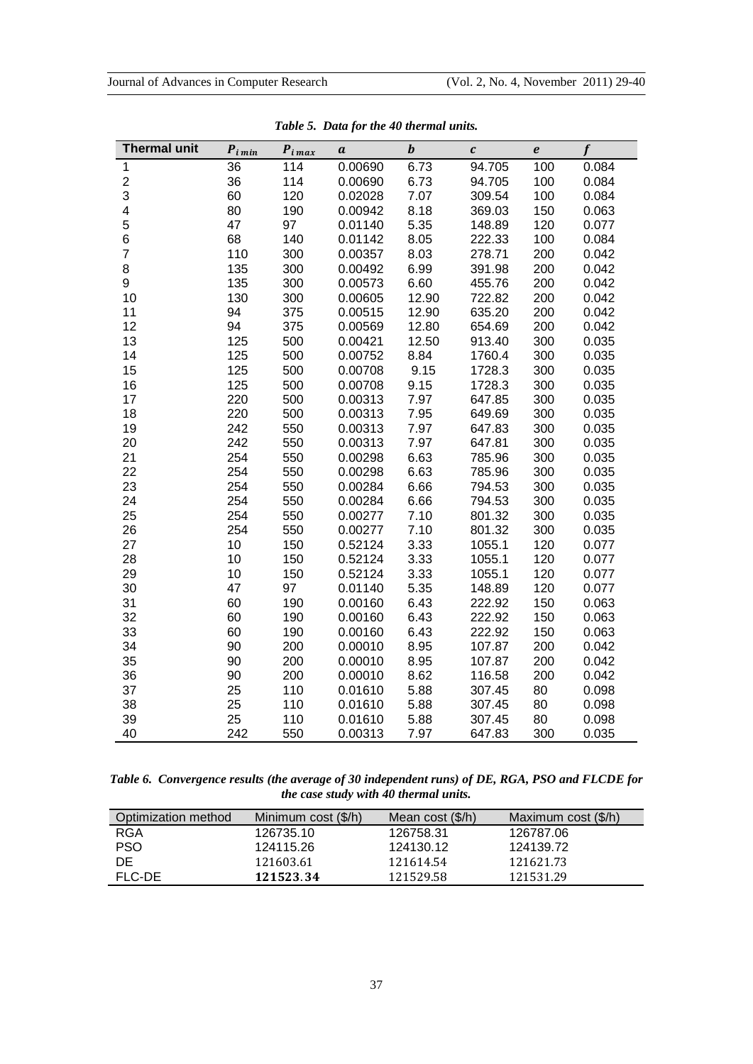*Table 5. Data for the 40 thermal units.*

| Thermal unit | $P_{i\,min}$ | $P_{i\,max}$ | $a$ | $b$ | $c$ | $e$ | $f$ |
|---|---|---|---|---|---|---|---|
| 1 | 36 | 114 | 0.00690 | 6.73 | 94.705 | 100 | 0.084 |
| 2 | 36 | 114 | 0.00690 | 6.73 | 94.705 | 100 | 0.084 |
| 3 | 60 | 120 | 0.02028 | 7.07 | 309.54 | 100 | 0.084 |
| 4 | 80 | 190 | 0.00942 | 8.18 | 369.03 | 150 | 0.063 |
| 5 | 47 | 97 | 0.01140 | 5.35 | 148.89 | 120 | 0.077 |
| 6 | 68 | 140 | 0.01142 | 8.05 | 222.33 | 100 | 0.084 |
| 7 | 110 | 300 | 0.00357 | 8.03 | 278.71 | 200 | 0.042 |
| 8 | 135 | 300 | 0.00492 | 6.99 | 391.98 | 200 | 0.042 |
| 9 | 135 | 300 | 0.00573 | 6.60 | 455.76 | 200 | 0.042 |
| 10 | 130 | 300 | 0.00605 | 12.90 | 722.82 | 200 | 0.042 |
| 11 | 94 | 375 | 0.00515 | 12.90 | 635.20 | 200 | 0.042 |
| 12 | 94 | 375 | 0.00569 | 12.80 | 654.69 | 200 | 0.042 |
| 13 | 125 | 500 | 0.00421 | 12.50 | 913.40 | 300 | 0.035 |
| 14 | 125 | 500 | 0.00752 | 8.84 | 1760.4 | 300 | 0.035 |
| 15 | 125 | 500 | 0.00708 | 9.15 | 1728.3 | 300 | 0.035 |
| 16 | 125 | 500 | 0.00708 | 9.15 | 1728.3 | 300 | 0.035 |
| 17 | 220 | 500 | 0.00313 | 7.97 | 647.85 | 300 | 0.035 |
| 18 | 220 | 500 | 0.00313 | 7.95 | 649.69 | 300 | 0.035 |
| 19 | 242 | 550 | 0.00313 | 7.97 | 647.83 | 300 | 0.035 |
| 20 | 242 | 550 | 0.00313 | 7.97 | 647.81 | 300 | 0.035 |
| 21 | 254 | 550 | 0.00298 | 6.63 | 785.96 | 300 | 0.035 |
| 22 | 254 | 550 | 0.00298 | 6.63 | 785.96 | 300 | 0.035 |
| 23 | 254 | 550 | 0.00284 | 6.66 | 794.53 | 300 | 0.035 |
| 24 | 254 | 550 | 0.00284 | 6.66 | 794.53 | 300 | 0.035 |
| 25 | 254 | 550 | 0.00277 | 7.10 | 801.32 | 300 | 0.035 |
| 26 | 254 | 550 | 0.00277 | 7.10 | 801.32 | 300 | 0.035 |
| 27 | 10 | 150 | 0.52124 | 3.33 | 1055.1 | 120 | 0.077 |
| 28 | 10 | 150 | 0.52124 | 3.33 | 1055.1 | 120 | 0.077 |
| 29 | 10 | 150 | 0.52124 | 3.33 | 1055.1 | 120 | 0.077 |
| 30 | 47 | 97 | 0.01140 | 5.35 | 148.89 | 120 | 0.077 |
| 31 | 60 | 190 | 0.00160 | 6.43 | 222.92 | 150 | 0.063 |
| 32 | 60 | 190 | 0.00160 | 6.43 | 222.92 | 150 | 0.063 |
| 33 | 60 | 190 | 0.00160 | 6.43 | 222.92 | 150 | 0.063 |
| 34 | 90 | 200 | 0.00010 | 8.95 | 107.87 | 200 | 0.042 |
| 35 | 90 | 200 | 0.00010 | 8.95 | 107.87 | 200 | 0.042 |
| 36 | 90 | 200 | 0.00010 | 8.62 | 116.58 | 200 | 0.042 |
| 37 | 25 | 110 | 0.01610 | 5.88 | 307.45 | 80 | 0.098 |
| 38 | 25 | 110 | 0.01610 | 5.88 | 307.45 | 80 | 0.098 |
| 39 | 25 | 110 | 0.01610 | 5.88 | 307.45 | 80 | 0.098 |
| 40 | 242 | 550 | 0.00313 | 7.97 | 647.83 | 300 | 0.035 |

*Table 6. Convergence results (the average of 30 independent runs) of DE, RGA, PSO and FLCDE for the case study with 40 thermal units.*

| Optimization method | Minimum cost ($/h) | Mean cost ($/h) | Maximum cost ($/h) |
|---|---|---|---|
| RGA | 126735.10 | 126758.31 | 126787.06 |
| PSO | 124115.26 | 124130.12 | 124139.72 |
| DE | 121603.61 | 121614.54 | 121621.73 |
| FLC-DE | **121523.34** | 121529.58 | 121531.29 |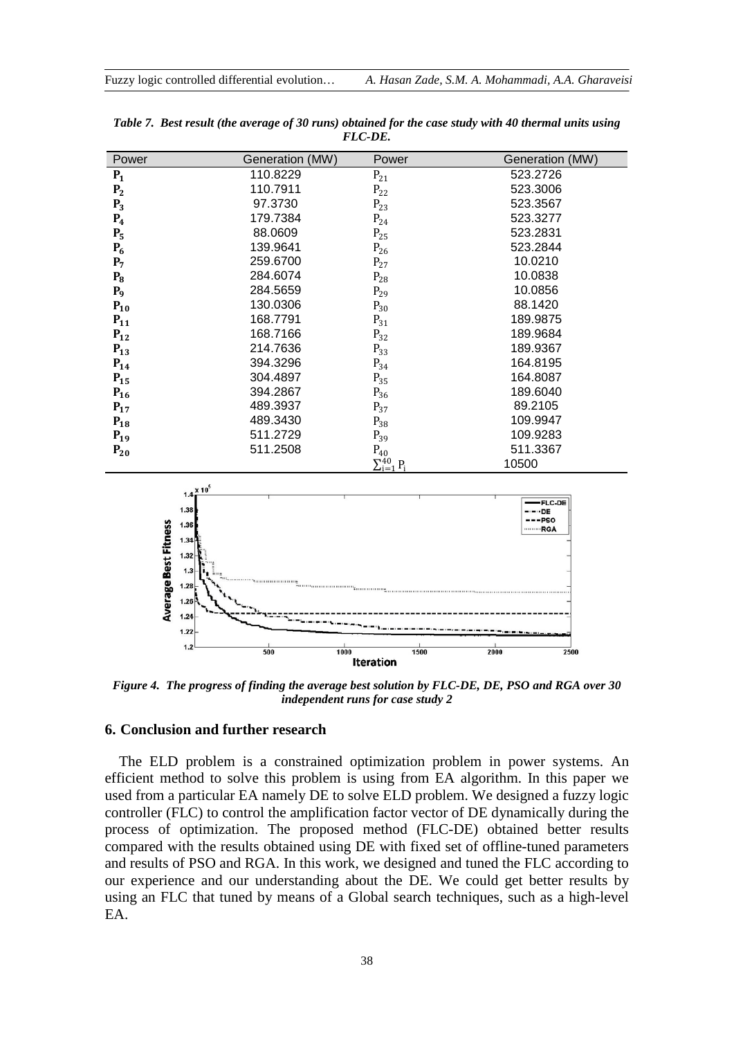*Table 7. Best result (the average of 30 runs) obtained for the case study with 40 thermal units using FLC-DE.*

| Power | Generation (MW) | Power | Generation (MW) |
|---|---|---|---|
| $P_1$ | 110.8229 | $P_{21}$ | 523.2726 |
| $P_2$ | 110.7911 | $P_{22}$ | 523.3006 |
| $P_3$ | 97.3730 | $P_{23}$ | 523.3567 |
| $P_4$ | 179.7384 | $P_{24}$ | 523.3277 |
| $P_5$ | 88.0609 | $P_{25}$ | 523.2831 |
| $P_6$ | 139.9641 | $P_{26}$ | 523.2844 |
| $P_7$ | 259.6700 | $P_{27}$ | 10.0210 |
| $P_8$ | 284.6074 | $P_{28}$ | 10.0838 |
| $P_9$ | 284.5659 | $P_{29}$ | 10.0856 |
| $P_{10}$ | 130.0306 | $P_{30}$ | 88.1420 |
| $P_{11}$ | 168.7791 | $P_{31}$ | 189.9875 |
| $P_{12}$ | 168.7166 | $P_{32}$ | 189.9684 |
| $P_{13}$ | 214.7636 | $P_{33}$ | 189.9367 |
| $P_{14}$ | 394.3296 | $P_{34}$ | 164.8195 |
| $P_{15}$ | 304.4897 | $P_{35}$ | 164.8087 |
| $P_{16}$ | 394.2867 | $P_{36}$ | 189.6040 |
| $P_{17}$ | 489.3937 | $P_{37}$ | 89.2105 |
| $P_{18}$ | 489.3430 | $P_{38}$ | 109.9947 |
| $P_{19}$ | 511.2729 | $P_{39}$ | 109.9283 |
| $P_{20}$ | 511.2508 | $P_{40}$ | 511.3367 |
| | | $\sum_{i=1}^{40} P_i$ | 10500 |

*Figure 4. The progress of finding the average best solution by FLC-DE, DE, PSO and RGA over 30 independent runs for case study 2*

## 6. Conclusion and further research

The ELD problem is a constrained optimization problem in power systems. An efficient method to solve this problem is using from EA algorithm. In this paper we used from a particular EA namely DE to solve ELD problem. We designed a fuzzy logic controller (FLC) to control the amplification factor vector of DE dynamically during the process of optimization. The proposed method (FLC-DE) obtained better results compared with the results obtained using DE with fixed set of offline-tuned parameters and results of PSO and RGA. In this work, we designed and tuned the FLC according to our experience and our understanding about the DE. We could get better results by using an FLC that tuned by means of a Global search techniques, such as a high-level EA.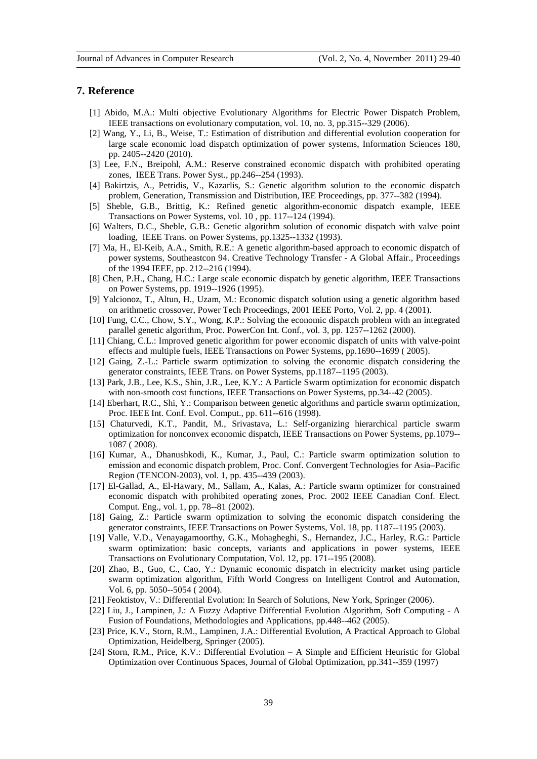## 7. Reference

[1] Abido, M.A.: Multi objective Evolutionary Algorithms for Electric Power Dispatch Problem, IEEE transactions on evolutionary computation, vol. 10, no. 3, pp.315--329 (2006).

[2] Wang, Y., Li, B., Weise, T.: Estimation of distribution and differential evolution cooperation for large scale economic load dispatch optimization of power systems, Information Sciences 180, pp. 2405--2420 (2010).

[3] Lee, F.N., Breipohl, A.M.: Reserve constrained economic dispatch with prohibited operating zones, IEEE Trans. Power Syst., pp.246--254 (1993).

[4] Bakirtzis, A., Petridis, V., Kazarlis, S.: Genetic algorithm solution to the economic dispatch problem, Generation, Transmission and Distribution, IEE Proceedings, pp. 377--382 (1994).

[5] Sheble, G.B., Brittig, K.: Refined genetic algorithm-economic dispatch example, IEEE Transactions on Power Systems, vol. 10 , pp. 117--124 (1994).

[6] Walters, D.C., Sheble, G.B.: Genetic algorithm solution of economic dispatch with valve point loading, IEEE Trans. on Power Systems, pp.1325--1332 (1993).

[7] Ma, H., El-Keib, A.A., Smith, R.E.: A genetic algorithm-based approach to economic dispatch of power systems, Southeastcon 94. Creative Technology Transfer - A Global Affair., Proceedings of the 1994 IEEE, pp. 212--216 (1994).

[8] Chen, P.H., Chang, H.C.: Large scale economic dispatch by genetic algorithm, IEEE Transactions on Power Systems, pp. 1919--1926 (1995).

[9] Yalcionoz, T., Altun, H., Uzam, M.: Economic dispatch solution using a genetic algorithm based on arithmetic crossover, Power Tech Proceedings, 2001 IEEE Porto, Vol. 2, pp. 4 (2001).

[10] Fung, C.C., Chow, S.Y., Wong, K.P.: Solving the economic dispatch problem with an integrated parallel genetic algorithm, Proc. PowerCon Int. Conf., vol. 3, pp. 1257--1262 (2000).

[11] Chiang, C.L.: Improved genetic algorithm for power economic dispatch of units with valve-point effects and multiple fuels, IEEE Transactions on Power Systems, pp.1690--1699 ( 2005).

[12] Gaing, Z.-L.: Particle swarm optimization to solving the economic dispatch considering the generator constraints, IEEE Trans. on Power Systems, pp.1187--1195 (2003).

[13] Park, J.B., Lee, K.S., Shin, J.R., Lee, K.Y.: A Particle Swarm optimization for economic dispatch with non-smooth cost functions, IEEE Transactions on Power Systems, pp.34--42 (2005).

[14] Eberhart, R.C., Shi, Y.: Comparison between genetic algorithms and particle swarm optimization, Proc. IEEE Int. Conf. Evol. Comput., pp. 611--616 (1998).

[15] Chaturvedi, K.T., Pandit, M., Srivastava, L.: Self-organizing hierarchical particle swarm optimization for nonconvex economic dispatch, IEEE Transactions on Power Systems, pp.1079--1087 ( 2008).

[16] Kumar, A., Dhanushkodi, K., Kumar, J., Paul, C.: Particle swarm optimization solution to emission and economic dispatch problem, Proc. Conf. Convergent Technologies for Asia–Pacific Region (TENCON-2003), vol. 1, pp. 435--439 (2003).

[17] El-Gallad, A., El-Hawary, M., Sallam, A., Kalas, A.: Particle swarm optimizer for constrained economic dispatch with prohibited operating zones, Proc. 2002 IEEE Canadian Conf. Elect. Comput. Eng., vol. 1, pp. 78--81 (2002).

[18] Gaing, Z.: Particle swarm optimization to solving the economic dispatch considering the generator constraints, IEEE Transactions on Power Systems, Vol. 18, pp. 1187--1195 (2003).

[19] Valle, V.D., Venayagamoorthy, G.K., Mohagheghi, S., Hernandez, J.C., Harley, R.G.: Particle swarm optimization: basic concepts, variants and applications in power systems, IEEE Transactions on Evolutionary Computation, Vol. 12, pp. 171--195 (2008).

[20] Zhao, B., Guo, C., Cao, Y.: Dynamic economic dispatch in electricity market using particle swarm optimization algorithm, Fifth World Congress on Intelligent Control and Automation, Vol. 6, pp. 5050--5054 ( 2004).

[21] Feoktistov, V.: Differential Evolution: In Search of Solutions, New York, Springer (2006).

[22] Liu, J., Lampinen, J.: A Fuzzy Adaptive Differential Evolution Algorithm, Soft Computing - A Fusion of Foundations, Methodologies and Applications, pp.448--462 (2005).

[23] Price, K.V., Storn, R.M., Lampinen, J.A.: Differential Evolution, A Practical Approach to Global Optimization, Heidelberg, Springer (2005).

[24] Storn, R.M., Price, K.V.: Differential Evolution – A Simple and Efficient Heuristic for Global Optimization over Continuous Spaces, Journal of Global Optimization, pp.341--359 (1997)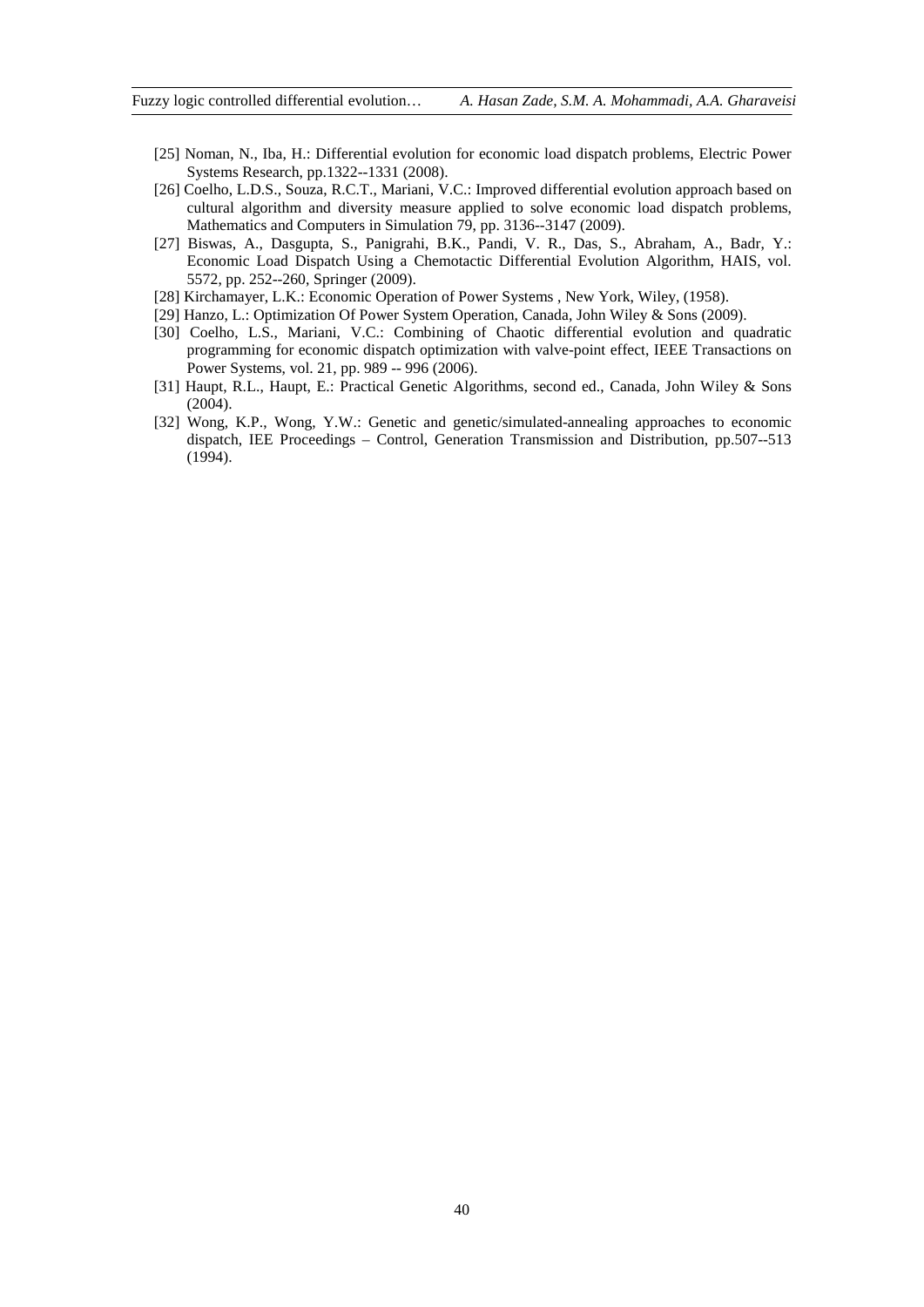[25] Noman, N., Iba, H.: Differential evolution for economic load dispatch problems, Electric Power Systems Research, pp.1322--1331 (2008).

[26] Coelho, L.D.S., Souza, R.C.T., Mariani, V.C.: Improved differential evolution approach based on cultural algorithm and diversity measure applied to solve economic load dispatch problems, Mathematics and Computers in Simulation 79, pp. 3136--3147 (2009).

[27] Biswas, A., Dasgupta, S., Panigrahi, B.K., Pandi, V. R., Das, S., Abraham, A., Badr, Y.: Economic Load Dispatch Using a Chemotactic Differential Evolution Algorithm, HAIS, vol. 5572, pp. 252--260, Springer (2009).

[28] Kirchamayer, L.K.: Economic Operation of Power Systems , New York, Wiley, (1958).

[29] Hanzo, L.: Optimization Of Power System Operation, Canada, John Wiley & Sons (2009).

[30] Coelho, L.S., Mariani, V.C.: Combining of Chaotic differential evolution and quadratic programming for economic dispatch optimization with valve-point effect, IEEE Transactions on Power Systems, vol. 21, pp. 989 -- 996 (2006).

[31] Haupt, R.L., Haupt, E.: Practical Genetic Algorithms, second ed., Canada, John Wiley & Sons (2004).

[32] Wong, K.P., Wong, Y.W.: Genetic and genetic/simulated-annealing approaches to economic dispatch, IEE Proceedings – Control, Generation Transmission and Distribution, pp.507--513 (1994).